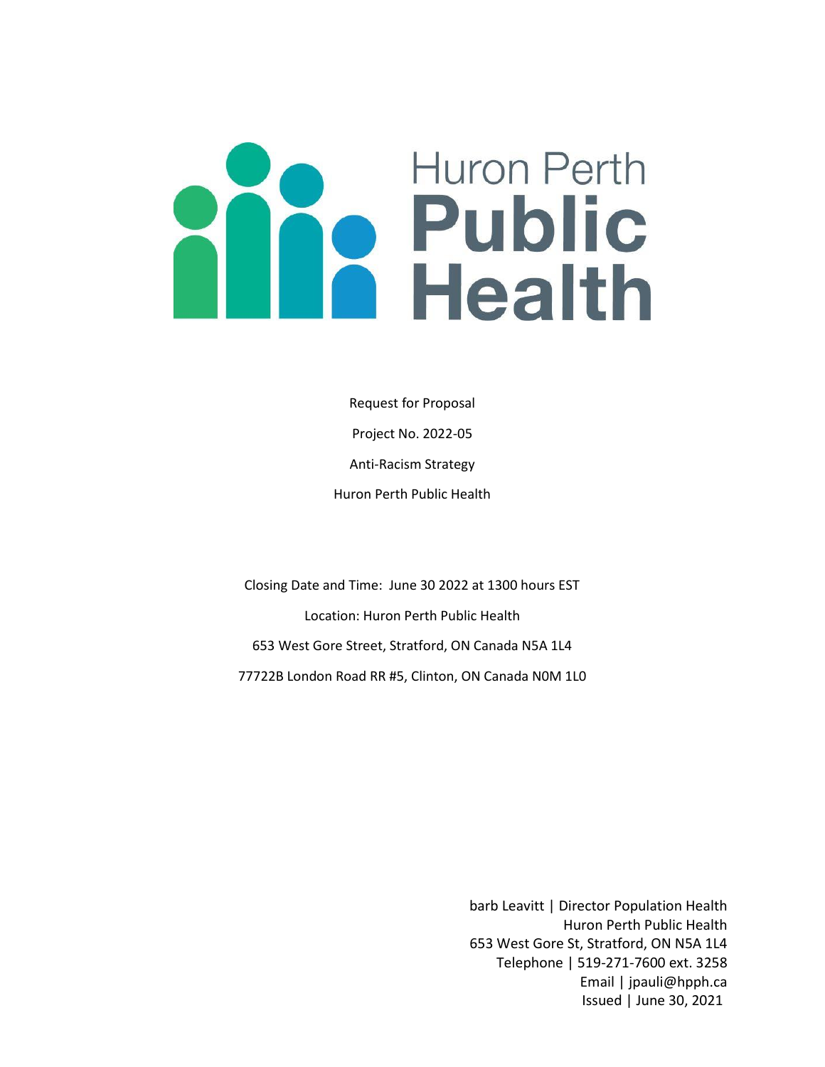Huron Perth

# Public Health

Request for Proposal

Project No. 2022-05

Anti-Racism Strategy

Huron Perth Public Health

Closing Date and Time: June 30 2022 at 1300 hours EST

Location: Huron Perth Public Health

653 West Gore Street, Stratford, ON Canada N5A 1L4

77722B London Road RR #5, Clinton, ON Canada N0M 1L0

barb Leavitt | Director Population Health
Huron Perth Public Health
653 West Gore St, Stratford, ON N5A 1L4
Telephone | 519-271-7600 ext. 3258
Email | jpauli@hpph.ca
Issued | June 30, 2021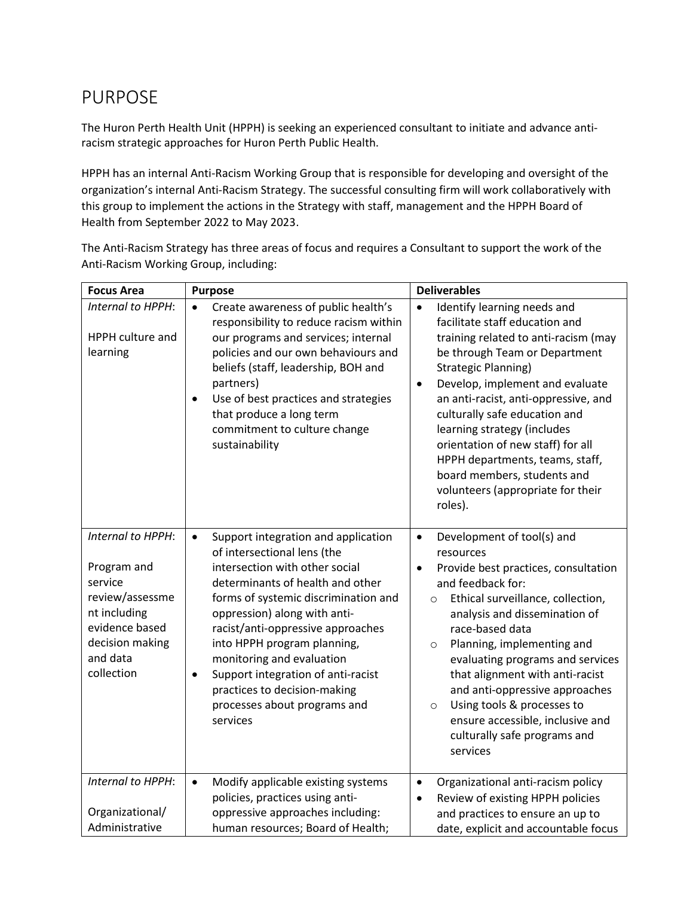# PURPOSE

The Huron Perth Health Unit (HPPH) is seeking an experienced consultant to initiate and advance anti-racism strategic approaches for Huron Perth Public Health.

HPPH has an internal Anti-Racism Working Group that is responsible for developing and oversight of the organization's internal Anti-Racism Strategy. The successful consulting firm will work collaboratively with this group to implement the actions in the Strategy with staff, management and the HPPH Board of Health from September 2022 to May 2023.

The Anti-Racism Strategy has three areas of focus and requires a Consultant to support the work of the Anti-Racism Working Group, including:

| Focus Area | Purpose | Deliverables |
| --- | --- | --- |
| *Internal to HPPH*:<br><br>HPPH culture and learning | • Create awareness of public health's responsibility to reduce racism within our programs and services; internal policies and our own behaviours and beliefs (staff, leadership, BOH and partners)<br>• Use of best practices and strategies that produce a long term commitment to culture change sustainability | • Identify learning needs and facilitate staff education and training related to anti-racism (may be through Team or Department Strategic Planning)<br>• Develop, implement and evaluate an anti-racist, anti-oppressive, and culturally safe education and learning strategy (includes orientation of new staff) for all HPPH departments, teams, staff, board members, students and volunteers (appropriate for their roles). |
| *Internal to HPPH*:<br><br>Program and service review/assessment including evidence based decision making and data collection | • Support integration and application of intersectional lens (the intersection with other social determinants of health and other forms of systemic discrimination and oppression) along with anti-racist/anti-oppressive approaches into HPPH program planning, monitoring and evaluation<br>• Support integration of anti-racist practices to decision-making processes about programs and services | • Development of tool(s) and resources<br>• Provide best practices, consultation and feedback for:<br>  ○ Ethical surveillance, collection, analysis and dissemination of race-based data<br>  ○ Planning, implementing and evaluating programs and services that alignment with anti-racist and anti-oppressive approaches<br>  ○ Using tools & processes to ensure accessible, inclusive and culturally safe programs and services |
| *Internal to HPPH*:<br><br>Organizational/ Administrative | • Modify applicable existing systems policies, practices using anti-oppressive approaches including: human resources; Board of Health; | • Organizational anti-racism policy<br>• Review of existing HPPH policies and practices to ensure an up to date, explicit and accountable focus |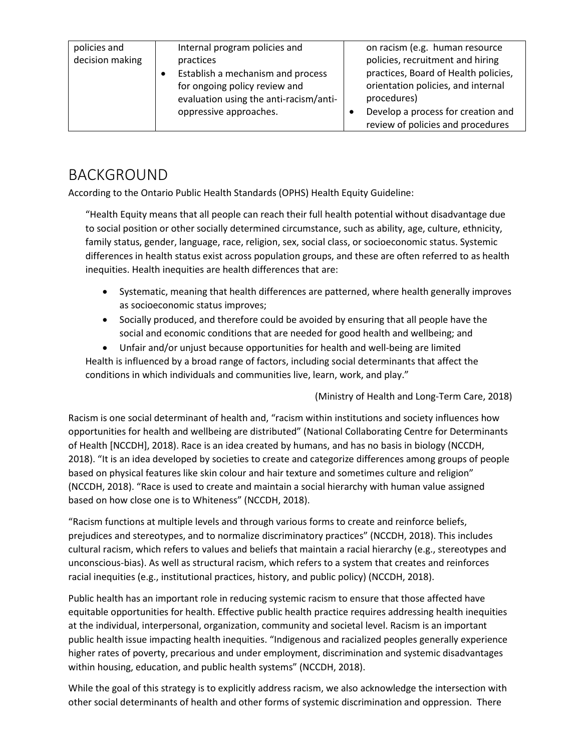| policies and decision making | Internal program policies and practices<br>• Establish a mechanism and process for ongoing policy review and evaluation using the anti-racism/anti-oppressive approaches. | on racism (e.g. human resource policies, recruitment and hiring practices, Board of Health policies, orientation policies, and internal procedures)<br>• Develop a process for creation and review of policies and procedures |
|---|---|---|

# BACKGROUND

According to the Ontario Public Health Standards (OPHS) Health Equity Guideline:

> "Health Equity means that all people can reach their full health potential without disadvantage due to social position or other socially determined circumstance, such as ability, age, culture, ethnicity, family status, gender, language, race, religion, sex, social class, or socioeconomic status. Systemic differences in health status exist across population groups, and these are often referred to as health inequities. Health inequities are health differences that are:
>
> - Systematic, meaning that health differences are patterned, where health generally improves as socioeconomic status improves;
> - Socially produced, and therefore could be avoided by ensuring that all people have the social and economic conditions that are needed for good health and wellbeing; and
> - Unfair and/or unjust because opportunities for health and well-being are limited
>
> Health is influenced by a broad range of factors, including social determinants that affect the conditions in which individuals and communities live, learn, work, and play."
>
> (Ministry of Health and Long-Term Care, 2018)

Racism is one social determinant of health and, "racism within institutions and society influences how opportunities for health and wellbeing are distributed" (National Collaborating Centre for Determinants of Health [NCCDH], 2018). Race is an idea created by humans, and has no basis in biology (NCCDH, 2018). "It is an idea developed by societies to create and categorize differences among groups of people based on physical features like skin colour and hair texture and sometimes culture and religion" (NCCDH, 2018). "Race is used to create and maintain a social hierarchy with human value assigned based on how close one is to Whiteness" (NCCDH, 2018).

"Racism functions at multiple levels and through various forms to create and reinforce beliefs, prejudices and stereotypes, and to normalize discriminatory practices" (NCCDH, 2018). This includes cultural racism, which refers to values and beliefs that maintain a racial hierarchy (e.g., stereotypes and unconscious-bias). As well as structural racism, which refers to a system that creates and reinforces racial inequities (e.g., institutional practices, history, and public policy) (NCCDH, 2018).

Public health has an important role in reducing systemic racism to ensure that those affected have equitable opportunities for health. Effective public health practice requires addressing health inequities at the individual, interpersonal, organization, community and societal level. Racism is an important public health issue impacting health inequities. "Indigenous and racialized peoples generally experience higher rates of poverty, precarious and under employment, discrimination and systemic disadvantages within housing, education, and public health systems" (NCCDH, 2018).

While the goal of this strategy is to explicitly address racism, we also acknowledge the intersection with other social determinants of health and other forms of systemic discrimination and oppression. There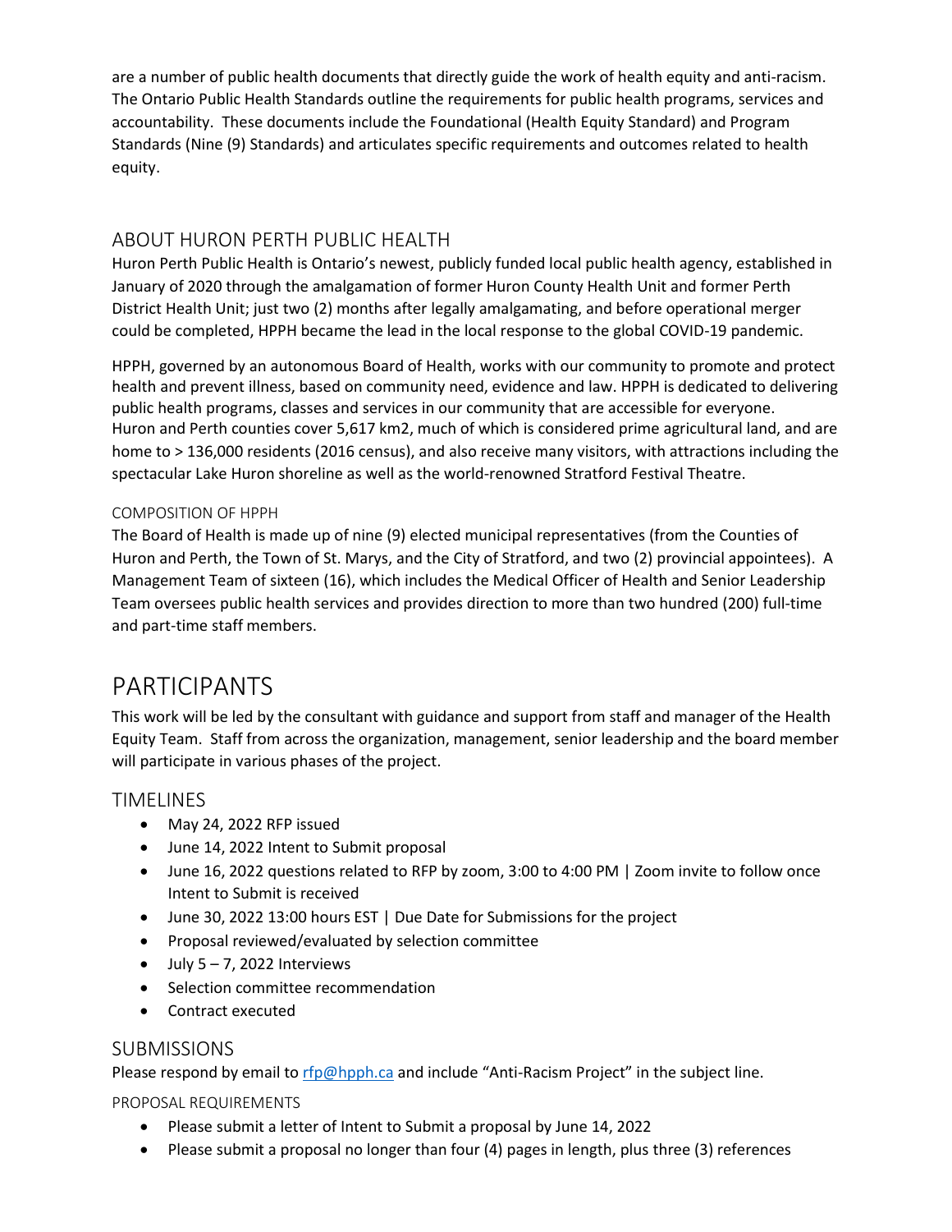are a number of public health documents that directly guide the work of health equity and anti-racism. The Ontario Public Health Standards outline the requirements for public health programs, services and accountability. These documents include the Foundational (Health Equity Standard) and Program Standards (Nine (9) Standards) and articulates specific requirements and outcomes related to health equity.

## ABOUT HURON PERTH PUBLIC HEALTH

Huron Perth Public Health is Ontario's newest, publicly funded local public health agency, established in January of 2020 through the amalgamation of former Huron County Health Unit and former Perth District Health Unit; just two (2) months after legally amalgamating, and before operational merger could be completed, HPPH became the lead in the local response to the global COVID-19 pandemic.

HPPH, governed by an autonomous Board of Health, works with our community to promote and protect health and prevent illness, based on community need, evidence and law. HPPH is dedicated to delivering public health programs, classes and services in our community that are accessible for everyone. Huron and Perth counties cover 5,617 km2, much of which is considered prime agricultural land, and are home to > 136,000 residents (2016 census), and also receive many visitors, with attractions including the spectacular Lake Huron shoreline as well as the world-renowned Stratford Festival Theatre.

### COMPOSITION OF HPPH

The Board of Health is made up of nine (9) elected municipal representatives (from the Counties of Huron and Perth, the Town of St. Marys, and the City of Stratford, and two (2) provincial appointees). A Management Team of sixteen (16), which includes the Medical Officer of Health and Senior Leadership Team oversees public health services and provides direction to more than two hundred (200) full-time and part-time staff members.

# PARTICIPANTS

This work will be led by the consultant with guidance and support from staff and manager of the Health Equity Team. Staff from across the organization, management, senior leadership and the board member will participate in various phases of the project.

## TIMELINES

- May 24, 2022 RFP issued
- June 14, 2022 Intent to Submit proposal
- June 16, 2022 questions related to RFP by zoom, 3:00 to 4:00 PM | Zoom invite to follow once Intent to Submit is received
- June 30, 2022 13:00 hours EST | Due Date for Submissions for the project
- Proposal reviewed/evaluated by selection committee
- July 5 – 7, 2022 Interviews
- Selection committee recommendation
- Contract executed

## SUBMISSIONS

Please respond by email to [rfp@hpph.ca](mailto:rfp@hpph.ca) and include "Anti-Racism Project" in the subject line.

### PROPOSAL REQUIREMENTS

- Please submit a letter of Intent to Submit a proposal by June 14, 2022
- Please submit a proposal no longer than four (4) pages in length, plus three (3) references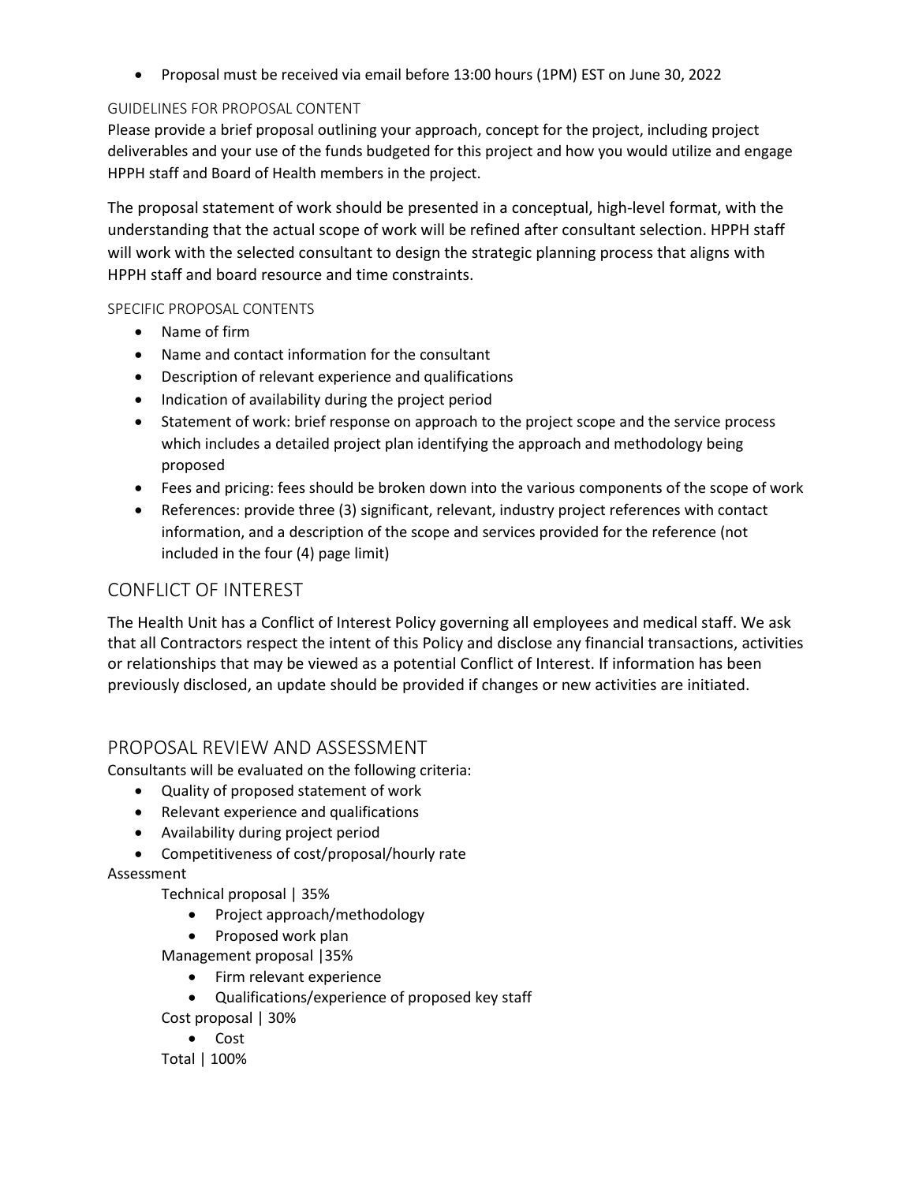- Proposal must be received via email before 13:00 hours (1PM) EST on June 30, 2022

### GUIDELINES FOR PROPOSAL CONTENT

Please provide a brief proposal outlining your approach, concept for the project, including project deliverables and your use of the funds budgeted for this project and how you would utilize and engage HPPH staff and Board of Health members in the project.

The proposal statement of work should be presented in a conceptual, high-level format, with the understanding that the actual scope of work will be refined after consultant selection. HPPH staff will work with the selected consultant to design the strategic planning process that aligns with HPPH staff and board resource and time constraints.

### SPECIFIC PROPOSAL CONTENTS

- Name of firm
- Name and contact information for the consultant
- Description of relevant experience and qualifications
- Indication of availability during the project period
- Statement of work: brief response on approach to the project scope and the service process which includes a detailed project plan identifying the approach and methodology being proposed
- Fees and pricing: fees should be broken down into the various components of the scope of work
- References: provide three (3) significant, relevant, industry project references with contact information, and a description of the scope and services provided for the reference (not included in the four (4) page limit)

## CONFLICT OF INTEREST

The Health Unit has a Conflict of Interest Policy governing all employees and medical staff. We ask that all Contractors respect the intent of this Policy and disclose any financial transactions, activities or relationships that may be viewed as a potential Conflict of Interest. If information has been previously disclosed, an update should be provided if changes or new activities are initiated.

## PROPOSAL REVIEW AND ASSESSMENT

Consultants will be evaluated on the following criteria:

- Quality of proposed statement of work
- Relevant experience and qualifications
- Availability during project period
- Competitiveness of cost/proposal/hourly rate

Assessment

Technical proposal | 35%
- Project approach/methodology
- Proposed work plan

Management proposal |35%
- Firm relevant experience
- Qualifications/experience of proposed key staff

Cost proposal | 30%
- Cost

Total | 100%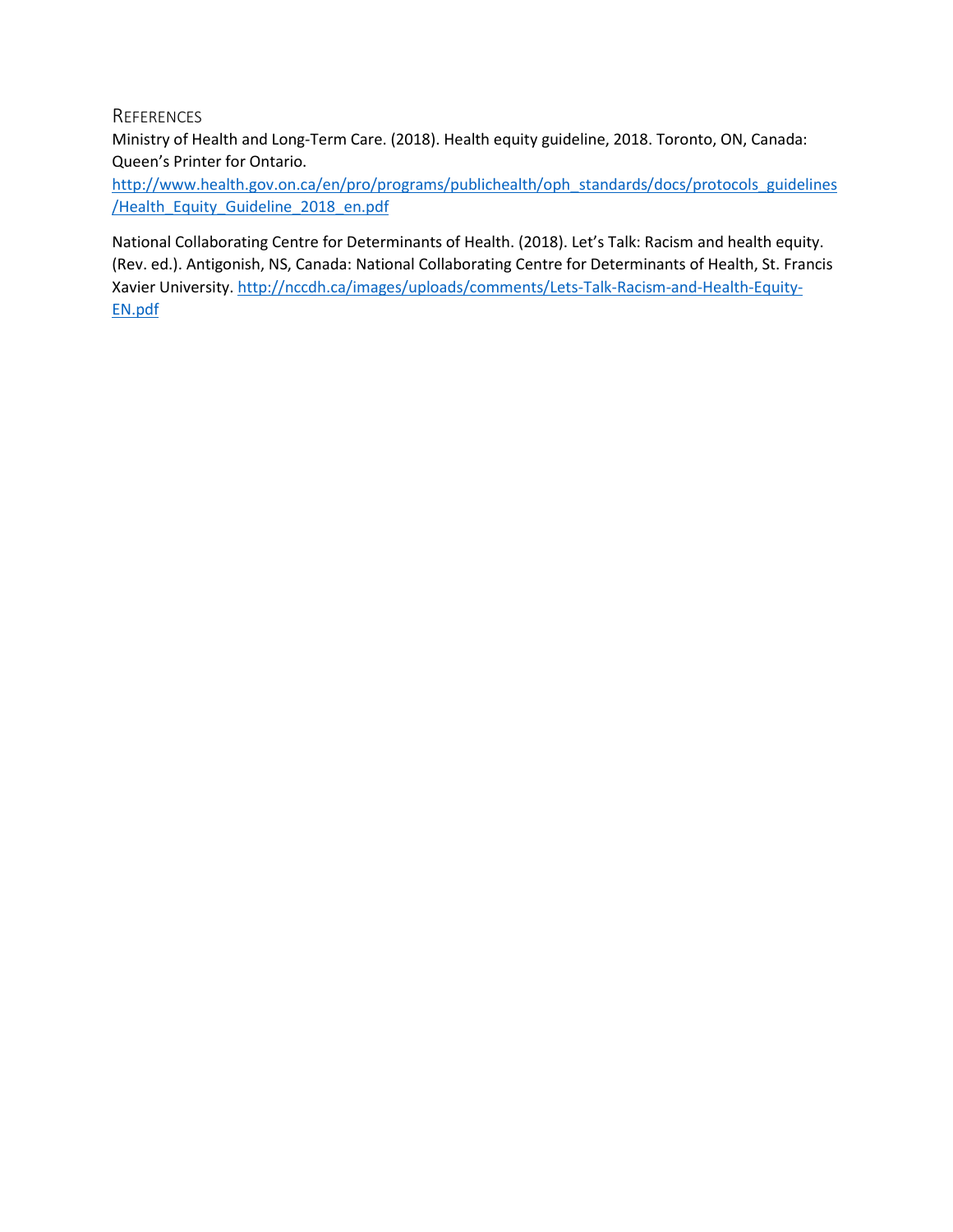## References

Ministry of Health and Long-Term Care. (2018). Health equity guideline, 2018. Toronto, ON, Canada: Queen's Printer for Ontario. http://www.health.gov.on.ca/en/pro/programs/publichealth/oph_standards/docs/protocols_guidelines/Health_Equity_Guideline_2018_en.pdf

National Collaborating Centre for Determinants of Health. (2018). Let's Talk: Racism and health equity. (Rev. ed.). Antigonish, NS, Canada: National Collaborating Centre for Determinants of Health, St. Francis Xavier University. http://nccdh.ca/images/uploads/comments/Lets-Talk-Racism-and-Health-Equity-EN.pdf